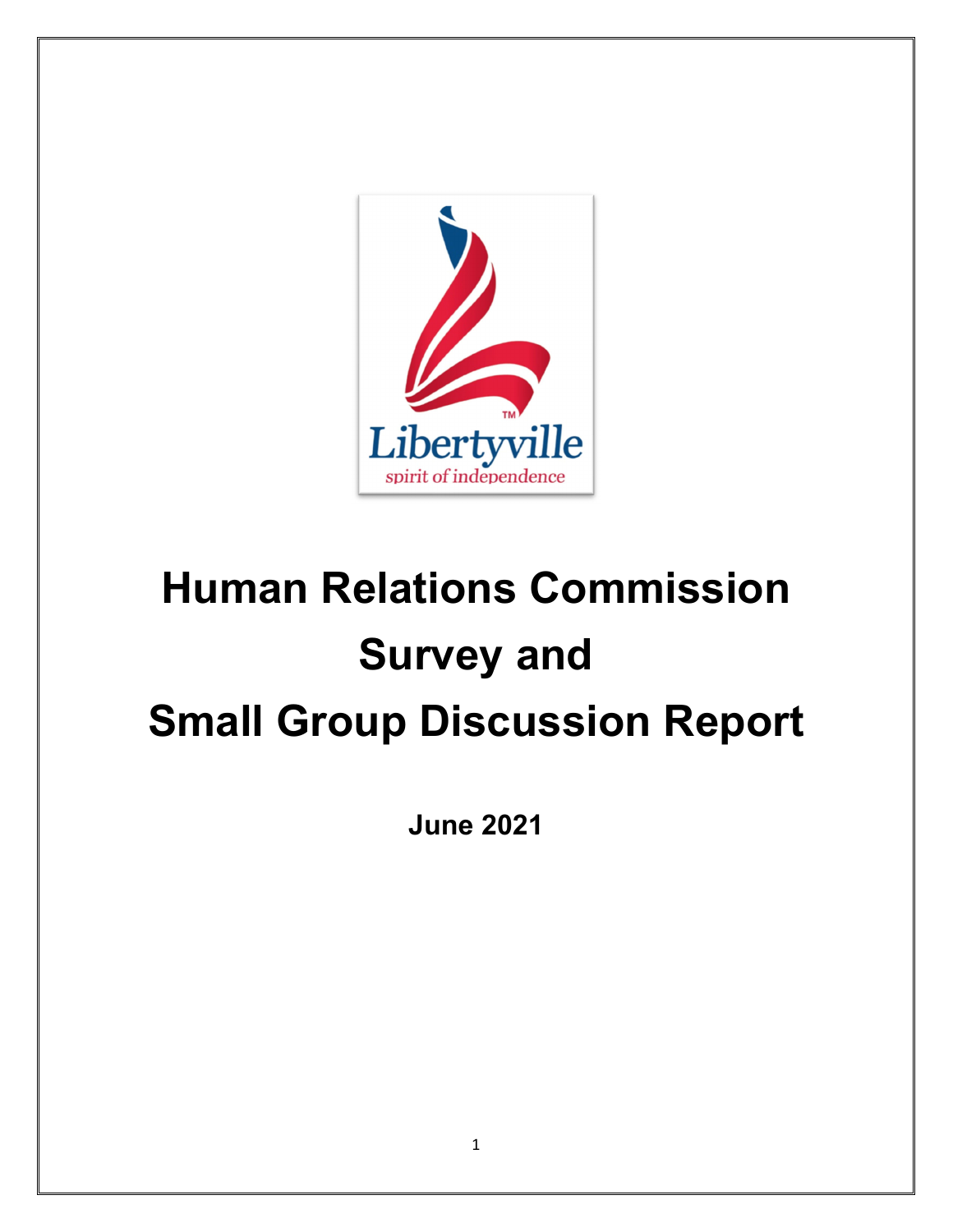# Human Relations Commission Survey and Small Group Discussion Report

**June 2021**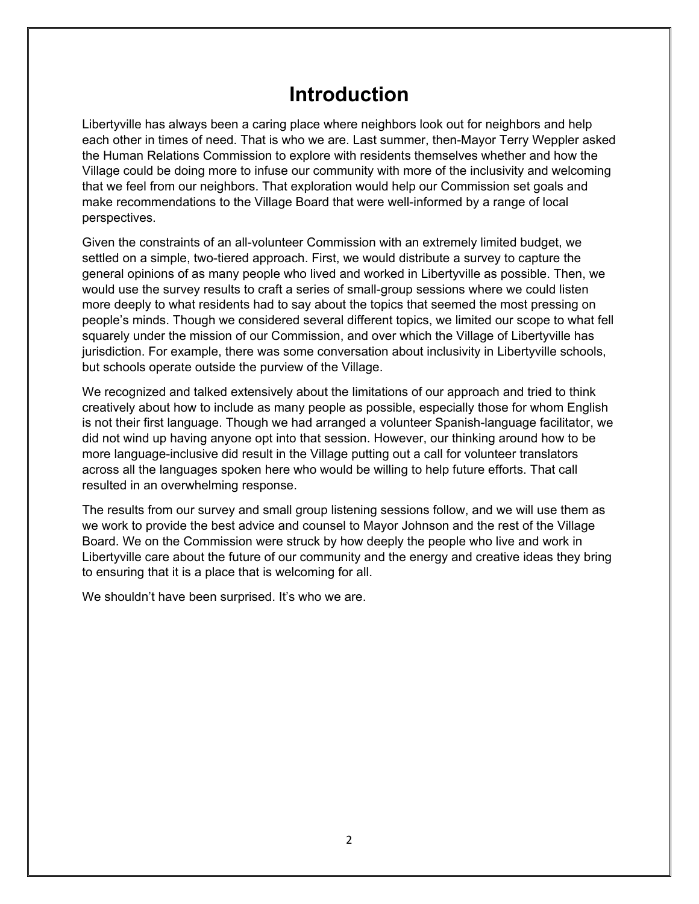# Introduction

Libertyville has always been a caring place where neighbors look out for neighbors and help each other in times of need. That is who we are. Last summer, then-Mayor Terry Weppler asked the Human Relations Commission to explore with residents themselves whether and how the Village could be doing more to infuse our community with more of the inclusivity and welcoming that we feel from our neighbors. That exploration would help our Commission set goals and make recommendations to the Village Board that were well-informed by a range of local perspectives.

Given the constraints of an all-volunteer Commission with an extremely limited budget, we settled on a simple, two-tiered approach. First, we would distribute a survey to capture the general opinions of as many people who lived and worked in Libertyville as possible. Then, we would use the survey results to craft a series of small-group sessions where we could listen more deeply to what residents had to say about the topics that seemed the most pressing on people's minds. Though we considered several different topics, we limited our scope to what fell squarely under the mission of our Commission, and over which the Village of Libertyville has jurisdiction. For example, there was some conversation about inclusivity in Libertyville schools, but schools operate outside the purview of the Village.

We recognized and talked extensively about the limitations of our approach and tried to think creatively about how to include as many people as possible, especially those for whom English is not their first language. Though we had arranged a volunteer Spanish-language facilitator, we did not wind up having anyone opt into that session. However, our thinking around how to be more language-inclusive did result in the Village putting out a call for volunteer translators across all the languages spoken here who would be willing to help future efforts. That call resulted in an overwhelming response.

The results from our survey and small group listening sessions follow, and we will use them as we work to provide the best advice and counsel to Mayor Johnson and the rest of the Village Board. We on the Commission were struck by how deeply the people who live and work in Libertyville care about the future of our community and the energy and creative ideas they bring to ensuring that it is a place that is welcoming for all.

We shouldn't have been surprised. It's who we are.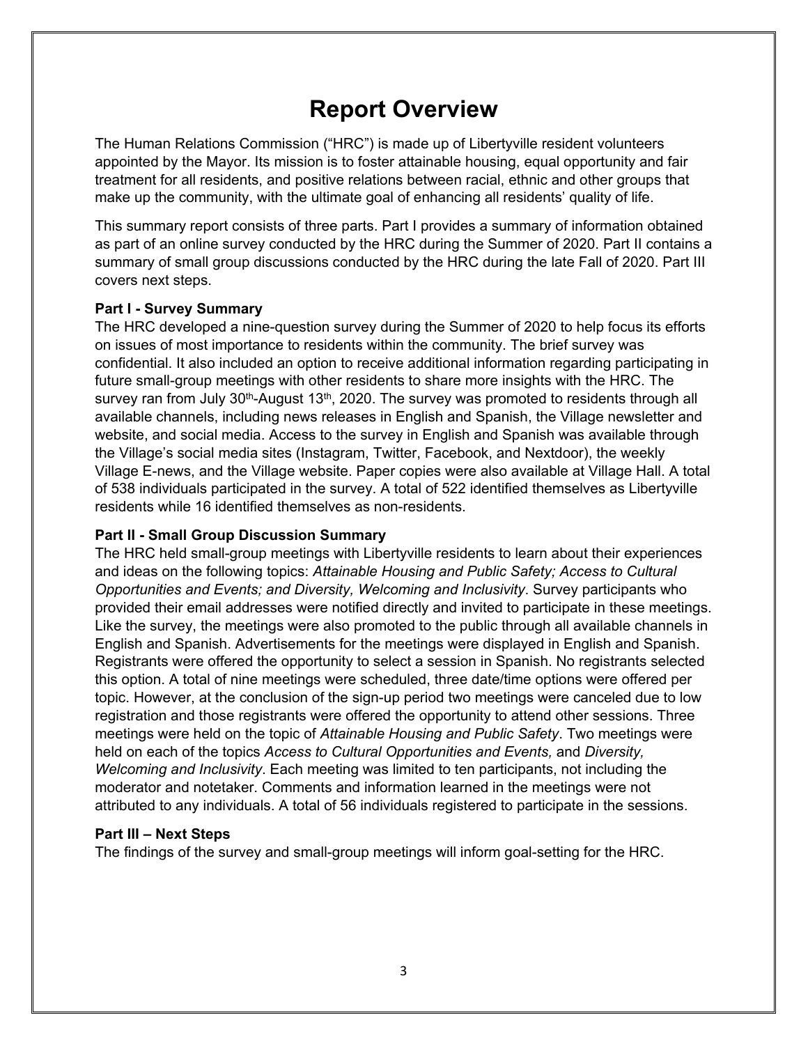# Report Overview

The Human Relations Commission ("HRC") is made up of Libertyville resident volunteers appointed by the Mayor. Its mission is to foster attainable housing, equal opportunity and fair treatment for all residents, and positive relations between racial, ethnic and other groups that make up the community, with the ultimate goal of enhancing all residents' quality of life.

This summary report consists of three parts. Part I provides a summary of information obtained as part of an online survey conducted by the HRC during the Summer of 2020. Part II contains a summary of small group discussions conducted by the HRC during the late Fall of 2020. Part III covers next steps.

**Part I - Survey Summary**

The HRC developed a nine-question survey during the Summer of 2020 to help focus its efforts on issues of most importance to residents within the community. The brief survey was confidential. It also included an option to receive additional information regarding participating in future small-group meetings with other residents to share more insights with the HRC. The survey ran from July 30th-August 13th, 2020. The survey was promoted to residents through all available channels, including news releases in English and Spanish, the Village newsletter and website, and social media. Access to the survey in English and Spanish was available through the Village's social media sites (Instagram, Twitter, Facebook, and Nextdoor), the weekly Village E-news, and the Village website. Paper copies were also available at Village Hall. A total of 538 individuals participated in the survey. A total of 522 identified themselves as Libertyville residents while 16 identified themselves as non-residents.

**Part II - Small Group Discussion Summary**

The HRC held small-group meetings with Libertyville residents to learn about their experiences and ideas on the following topics: *Attainable Housing and Public Safety; Access to Cultural Opportunities and Events; and Diversity, Welcoming and Inclusivity*. Survey participants who provided their email addresses were notified directly and invited to participate in these meetings. Like the survey, the meetings were also promoted to the public through all available channels in English and Spanish. Advertisements for the meetings were displayed in English and Spanish. Registrants were offered the opportunity to select a session in Spanish. No registrants selected this option. A total of nine meetings were scheduled, three date/time options were offered per topic. However, at the conclusion of the sign-up period two meetings were canceled due to low registration and those registrants were offered the opportunity to attend other sessions. Three meetings were held on the topic of *Attainable Housing and Public Safety*. Two meetings were held on each of the topics *Access to Cultural Opportunities and Events,* and *Diversity, Welcoming and Inclusivity*. Each meeting was limited to ten participants, not including the moderator and notetaker. Comments and information learned in the meetings were not attributed to any individuals. A total of 56 individuals registered to participate in the sessions.

**Part III – Next Steps**

The findings of the survey and small-group meetings will inform goal-setting for the HRC.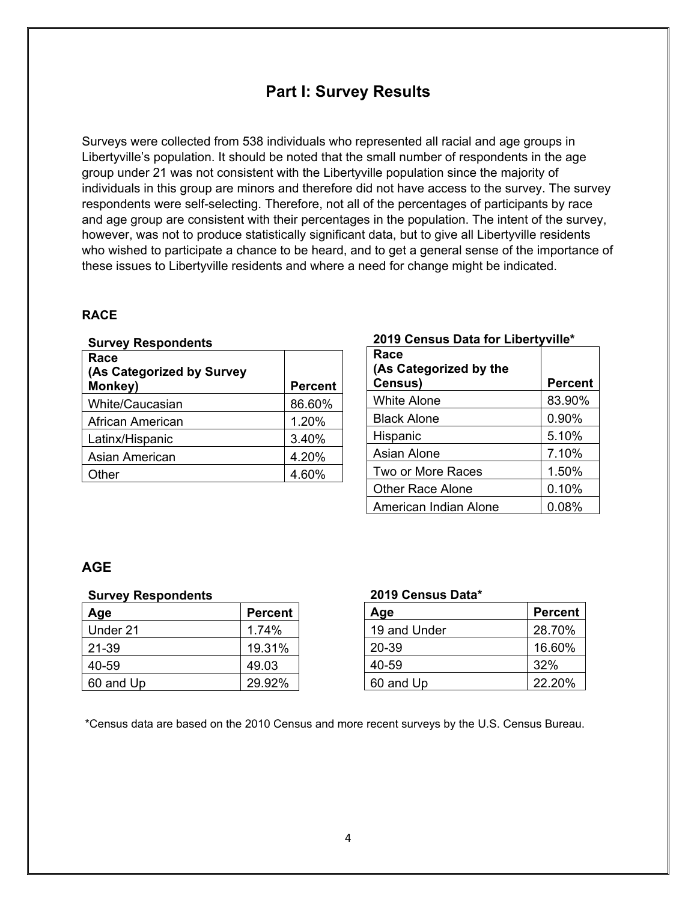## Part I: Survey Results

Surveys were collected from 538 individuals who represented all racial and age groups in Libertyville's population. It should be noted that the small number of respondents in the age group under 21 was not consistent with the Libertyville population since the majority of individuals in this group are minors and therefore did not have access to the survey. The survey respondents were self-selecting. Therefore, not all of the percentages of participants by race and age group are consistent with their percentages in the population. The intent of the survey, however, was not to produce statistically significant data, but to give all Libertyville residents who wished to participate a chance to be heard, and to get a general sense of the importance of these issues to Libertyville residents and where a need for change might be indicated.

### RACE

**Survey Respondents**

| Race (As Categorized by Survey Monkey) | Percent |
|---|---|
| White/Caucasian | 86.60% |
| African American | 1.20% |
| Latinx/Hispanic | 3.40% |
| Asian American | 4.20% |
| Other | 4.60% |

**2019 Census Data for Libertyville***

| Race (As Categorized by the Census) | Percent |
|---|---|
| White Alone | 83.90% |
| Black Alone | 0.90% |
| Hispanic | 5.10% |
| Asian Alone | 7.10% |
| Two or More Races | 1.50% |
| Other Race Alone | 0.10% |
| American Indian Alone | 0.08% |

### AGE

**Survey Respondents**

| Age | Percent |
|---|---|
| Under 21 | 1.74% |
| 21-39 | 19.31% |
| 40-59 | 49.03 |
| 60 and Up | 29.92% |

**2019 Census Data***

| Age | Percent |
|---|---|
| 19 and Under | 28.70% |
| 20-39 | 16.60% |
| 40-59 | 32% |
| 60 and Up | 22.20% |

*Census data are based on the 2010 Census and more recent surveys by the U.S. Census Bureau.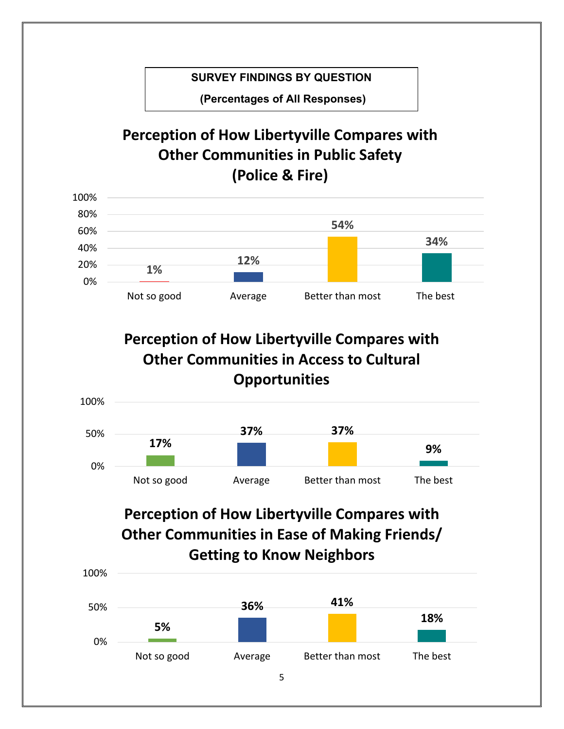**SURVEY FINDINGS BY QUESTION**

**(Percentages of All Responses)**

## Perception of How Libertyville Compares with Other Communities in Public Safety (Police & Fire)

| Not so good | Average | Better than most | The best |
|---|---|---|---|
| 1% | 12% | 54% | 34% |

## Perception of How Libertyville Compares with Other Communities in Access to Cultural Opportunities

| Not so good | Average | Better than most | The best |
|---|---|---|---|
| 17% | 37% | 37% | 9% |

## Perception of How Libertyville Compares with Other Communities in Ease of Making Friends/ Getting to Know Neighbors

| Not so good | Average | Better than most | The best |
|---|---|---|---|
| 5% | 36% | 41% | 18% |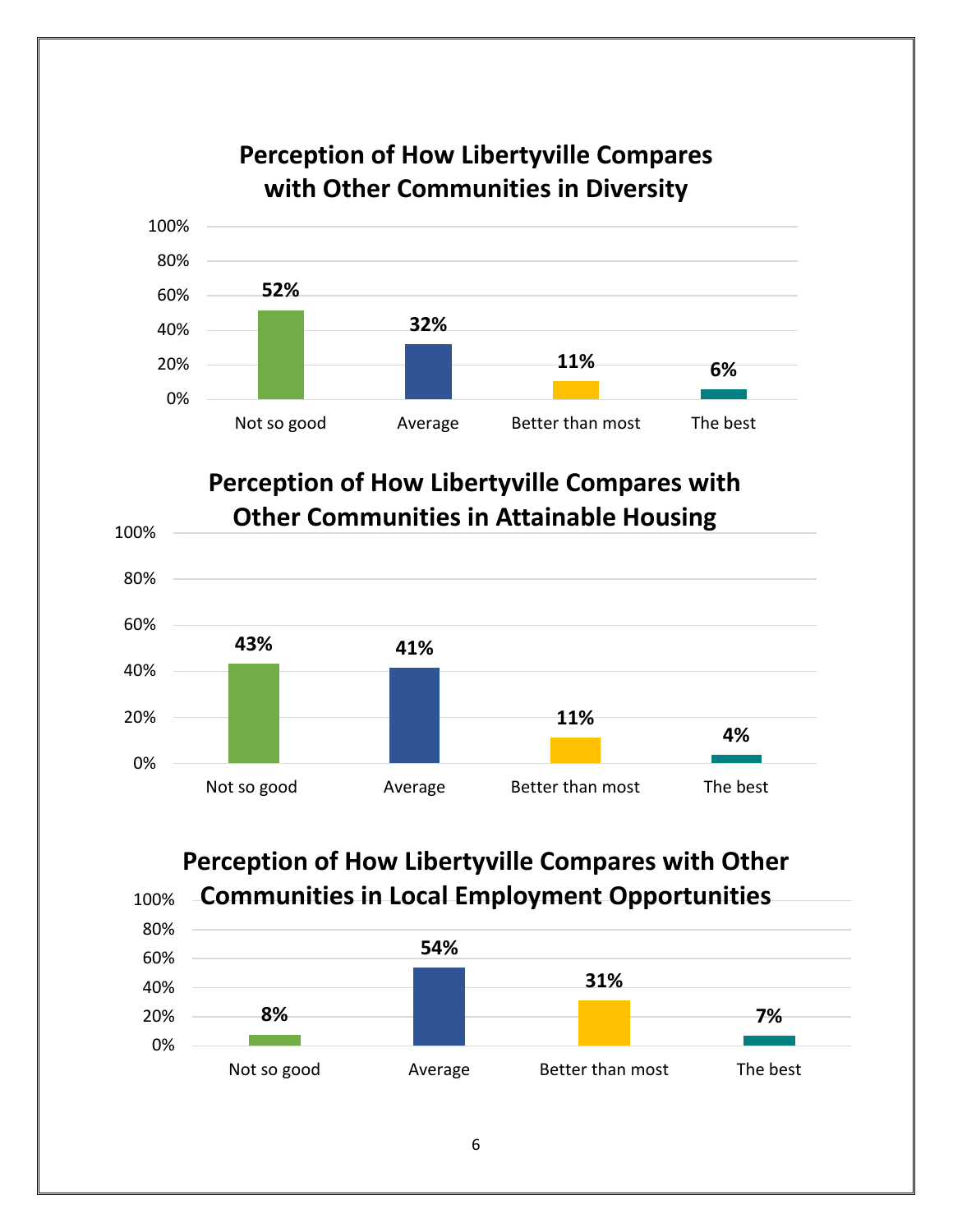### Perception of How Libertyville Compares with Other Communities in Diversity

| Not so good | Average | Better than most | The best |
|---|---|---|---|
| 52% | 32% | 11% | 6% |

### Perception of How Libertyville Compares with Other Communities in Attainable Housing

| Not so good | Average | Better than most | The best |
|---|---|---|---|
| 43% | 41% | 11% | 4% |

### Perception of How Libertyville Compares with Other Communities in Local Employment Opportunities

| Not so good | Average | Better than most | The best |
|---|---|---|---|
| 8% | 54% | 31% | 7% |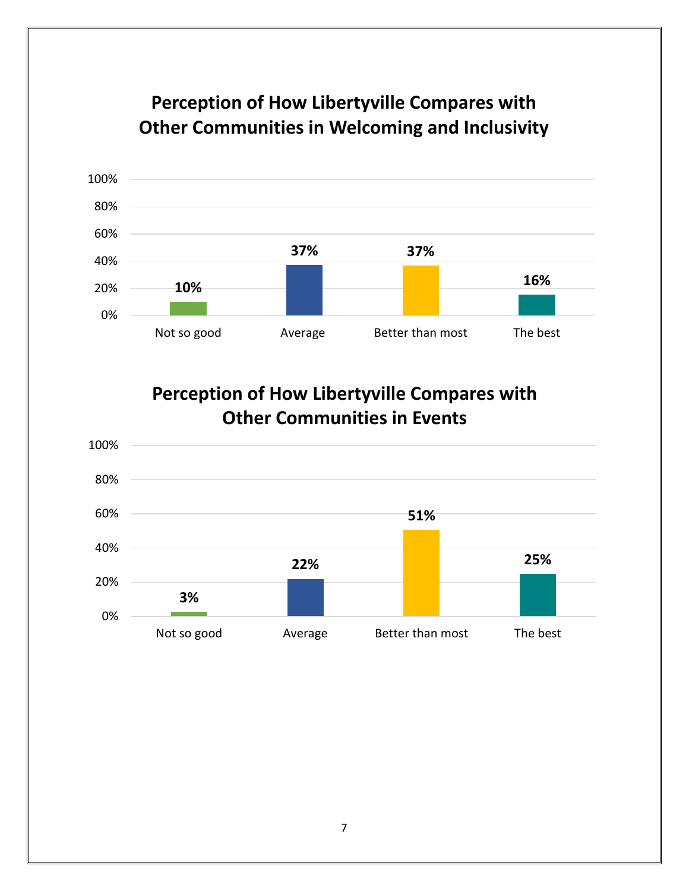## Perception of How Libertyville Compares with Other Communities in Welcoming and Inclusivity

| Not so good | Average | Better than most | The best |
| --- | --- | --- | --- |
| 10% | 37% | 37% | 16% |

## Perception of How Libertyville Compares with Other Communities in Events

| Not so good | Average | Better than most | The best |
| --- | --- | --- | --- |
| 3% | 22% | 51% | 25% |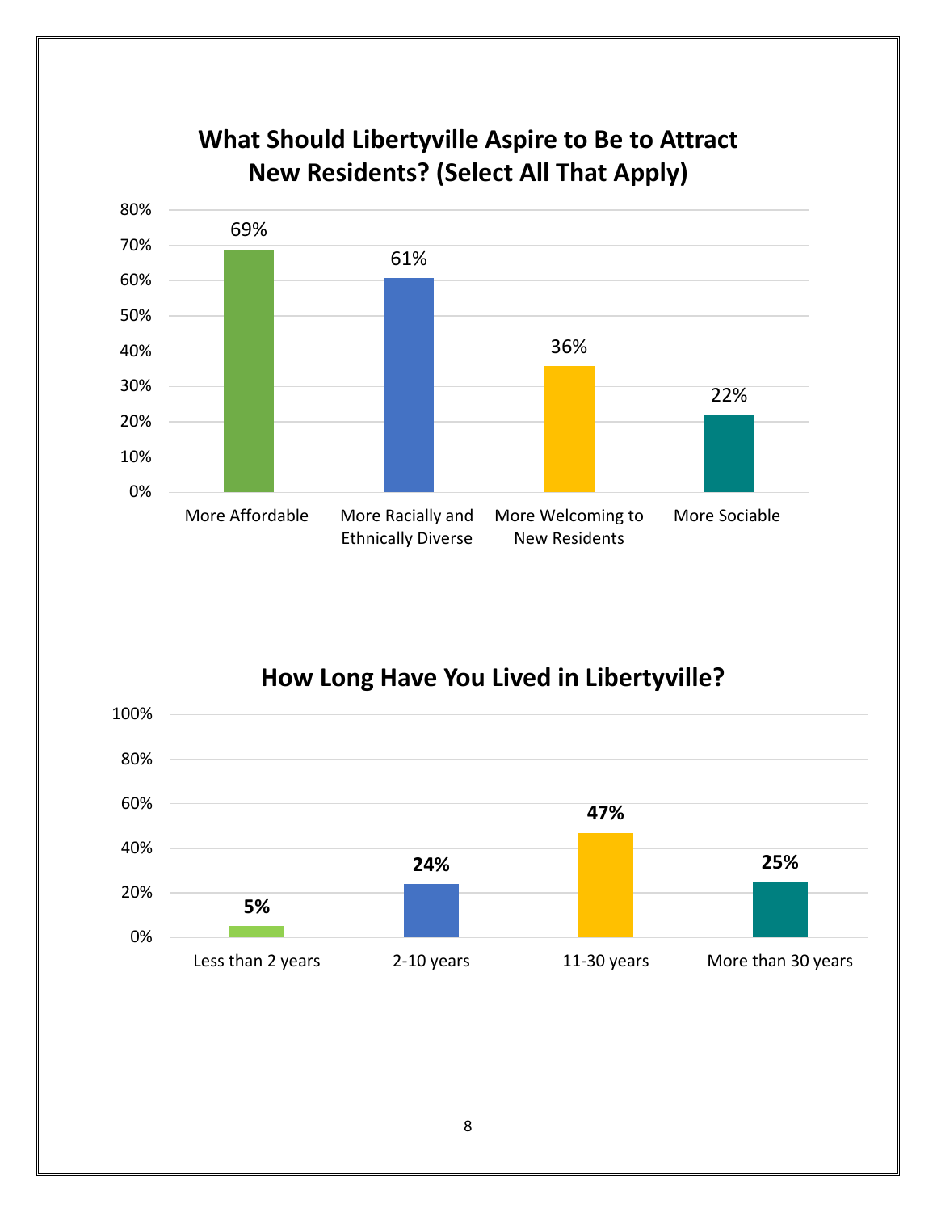## What Should Libertyville Aspire to Be to Attract New Residents? (Select All That Apply)

| Response | Percent |
|---|---|
| More Affordable | 69% |
| More Racially and Ethnically Diverse | 61% |
| More Welcoming to New Residents | 36% |
| More Sociable | 22% |

## How Long Have You Lived in Libertyville?

| Response | Percent |
|---|---|
| Less than 2 years | 5% |
| 2-10 years | 24% |
| 11-30 years | 47% |
| More than 30 years | 25% |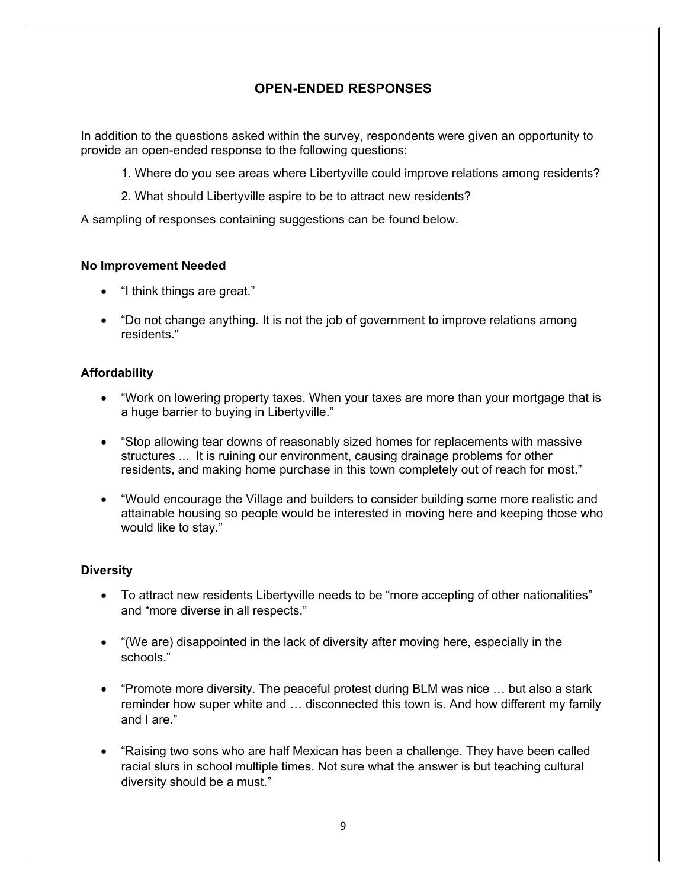## OPEN-ENDED RESPONSES

In addition to the questions asked within the survey, respondents were given an opportunity to provide an open-ended response to the following questions:

1. Where do you see areas where Libertyville could improve relations among residents?
2. What should Libertyville aspire to be to attract new residents?

A sampling of responses containing suggestions can be found below.

### No Improvement Needed

- "I think things are great."
- "Do not change anything. It is not the job of government to improve relations among residents."

### Affordability

- "Work on lowering property taxes. When your taxes are more than your mortgage that is a huge barrier to buying in Libertyville."
- "Stop allowing tear downs of reasonably sized homes for replacements with massive structures ... It is ruining our environment, causing drainage problems for other residents, and making home purchase in this town completely out of reach for most."
- "Would encourage the Village and builders to consider building some more realistic and attainable housing so people would be interested in moving here and keeping those who would like to stay."

### Diversity

- To attract new residents Libertyville needs to be "more accepting of other nationalities" and "more diverse in all respects."
- "(We are) disappointed in the lack of diversity after moving here, especially in the schools."
- "Promote more diversity. The peaceful protest during BLM was nice … but also a stark reminder how super white and … disconnected this town is. And how different my family and I are."
- "Raising two sons who are half Mexican has been a challenge. They have been called racial slurs in school multiple times. Not sure what the answer is but teaching cultural diversity should be a must."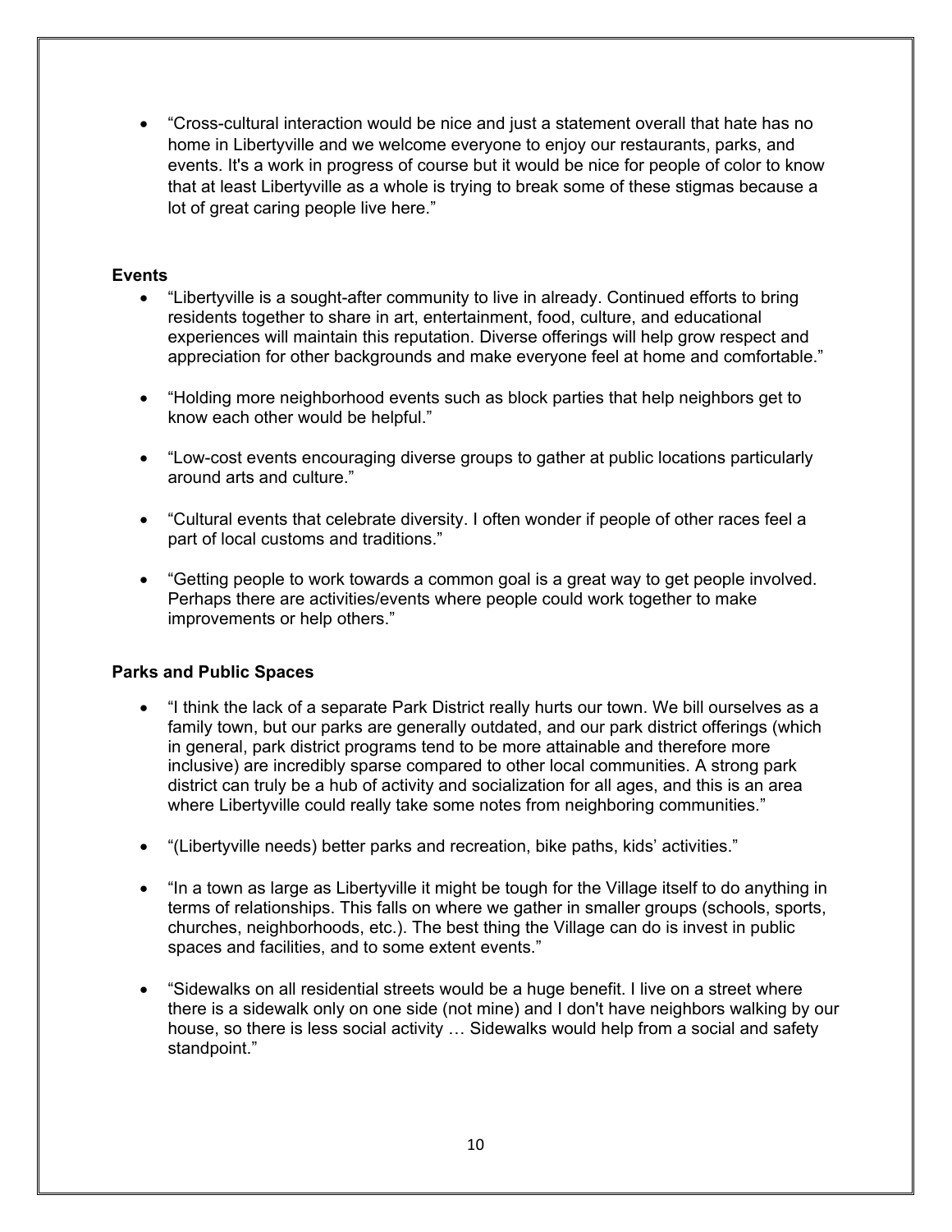- "Cross-cultural interaction would be nice and just a statement overall that hate has no home in Libertyville and we welcome everyone to enjoy our restaurants, parks, and events. It's a work in progress of course but it would be nice for people of color to know that at least Libertyville as a whole is trying to break some of these stigmas because a lot of great caring people live here."

**Events**

- "Libertyville is a sought-after community to live in already. Continued efforts to bring residents together to share in art, entertainment, food, culture, and educational experiences will maintain this reputation. Diverse offerings will help grow respect and appreciation for other backgrounds and make everyone feel at home and comfortable."
- "Holding more neighborhood events such as block parties that help neighbors get to know each other would be helpful."
- "Low-cost events encouraging diverse groups to gather at public locations particularly around arts and culture."
- "Cultural events that celebrate diversity. I often wonder if people of other races feel a part of local customs and traditions."
- "Getting people to work towards a common goal is a great way to get people involved. Perhaps there are activities/events where people could work together to make improvements or help others."

**Parks and Public Spaces**

- "I think the lack of a separate Park District really hurts our town. We bill ourselves as a family town, but our parks are generally outdated, and our park district offerings (which in general, park district programs tend to be more attainable and therefore more inclusive) are incredibly sparse compared to other local communities. A strong park district can truly be a hub of activity and socialization for all ages, and this is an area where Libertyville could really take some notes from neighboring communities."
- "(Libertyville needs) better parks and recreation, bike paths, kids' activities."
- "In a town as large as Libertyville it might be tough for the Village itself to do anything in terms of relationships. This falls on where we gather in smaller groups (schools, sports, churches, neighborhoods, etc.). The best thing the Village can do is invest in public spaces and facilities, and to some extent events."
- "Sidewalks on all residential streets would be a huge benefit. I live on a street where there is a sidewalk only on one side (not mine) and I don't have neighbors walking by our house, so there is less social activity … Sidewalks would help from a social and safety standpoint."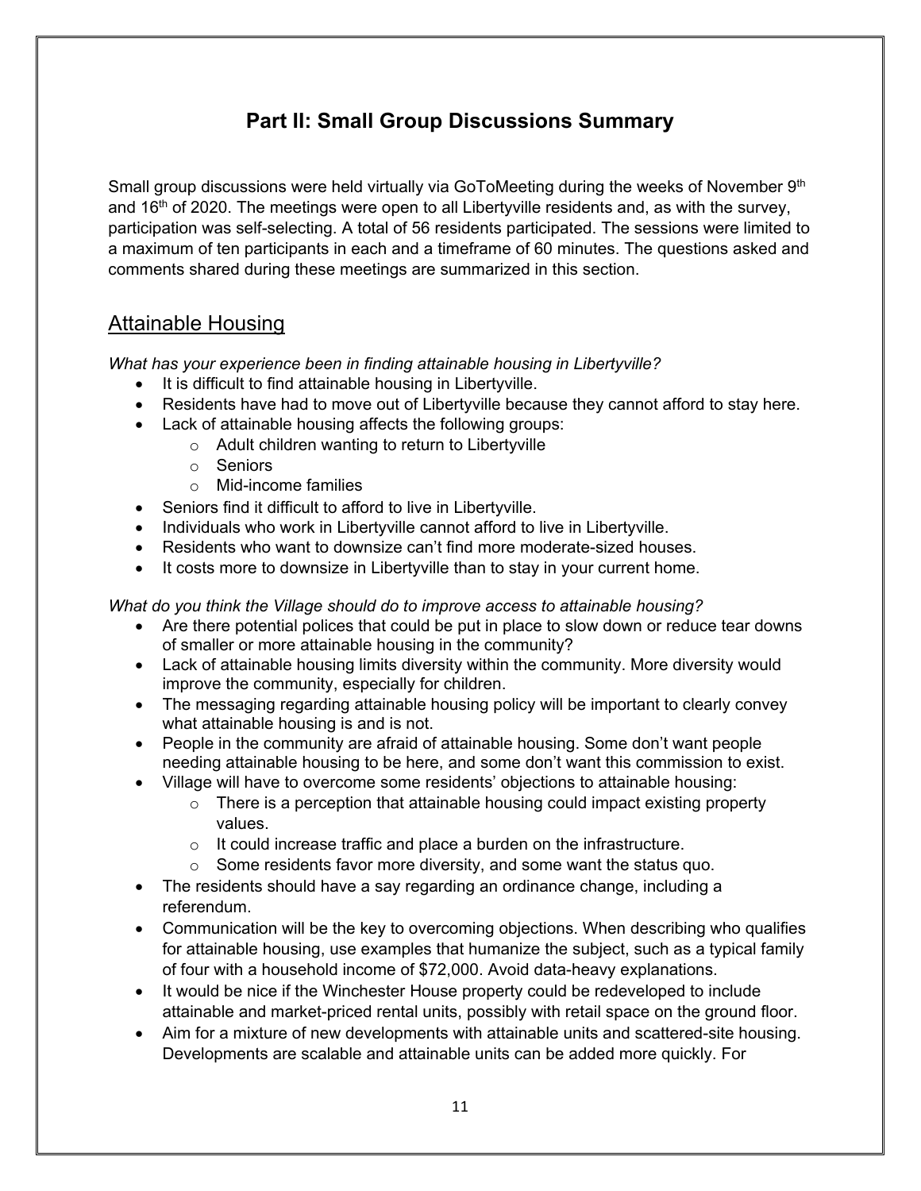# Part II: Small Group Discussions Summary

Small group discussions were held virtually via GoToMeeting during the weeks of November 9th and 16th of 2020. The meetings were open to all Libertyville residents and, as with the survey, participation was self-selecting. A total of 56 residents participated. The sessions were limited to a maximum of ten participants in each and a timeframe of 60 minutes. The questions asked and comments shared during these meetings are summarized in this section.

## Attainable Housing

*What has your experience been in finding attainable housing in Libertyville?*

- It is difficult to find attainable housing in Libertyville.
- Residents have had to move out of Libertyville because they cannot afford to stay here.
- Lack of attainable housing affects the following groups:
    - Adult children wanting to return to Libertyville
    - Seniors
    - Mid-income families
- Seniors find it difficult to afford to live in Libertyville.
- Individuals who work in Libertyville cannot afford to live in Libertyville.
- Residents who want to downsize can't find more moderate-sized houses.
- It costs more to downsize in Libertyville than to stay in your current home.

*What do you think the Village should do to improve access to attainable housing?*

- Are there potential polices that could be put in place to slow down or reduce tear downs of smaller or more attainable housing in the community?
- Lack of attainable housing limits diversity within the community. More diversity would improve the community, especially for children.
- The messaging regarding attainable housing policy will be important to clearly convey what attainable housing is and is not.
- People in the community are afraid of attainable housing. Some don't want people needing attainable housing to be here, and some don't want this commission to exist.
- Village will have to overcome some residents' objections to attainable housing:
    - There is a perception that attainable housing could impact existing property values.
    - It could increase traffic and place a burden on the infrastructure.
    - Some residents favor more diversity, and some want the status quo.
- The residents should have a say regarding an ordinance change, including a referendum.
- Communication will be the key to overcoming objections. When describing who qualifies for attainable housing, use examples that humanize the subject, such as a typical family of four with a household income of $72,000. Avoid data-heavy explanations.
- It would be nice if the Winchester House property could be redeveloped to include attainable and market-priced rental units, possibly with retail space on the ground floor.
- Aim for a mixture of new developments with attainable units and scattered-site housing. Developments are scalable and attainable units can be added more quickly. For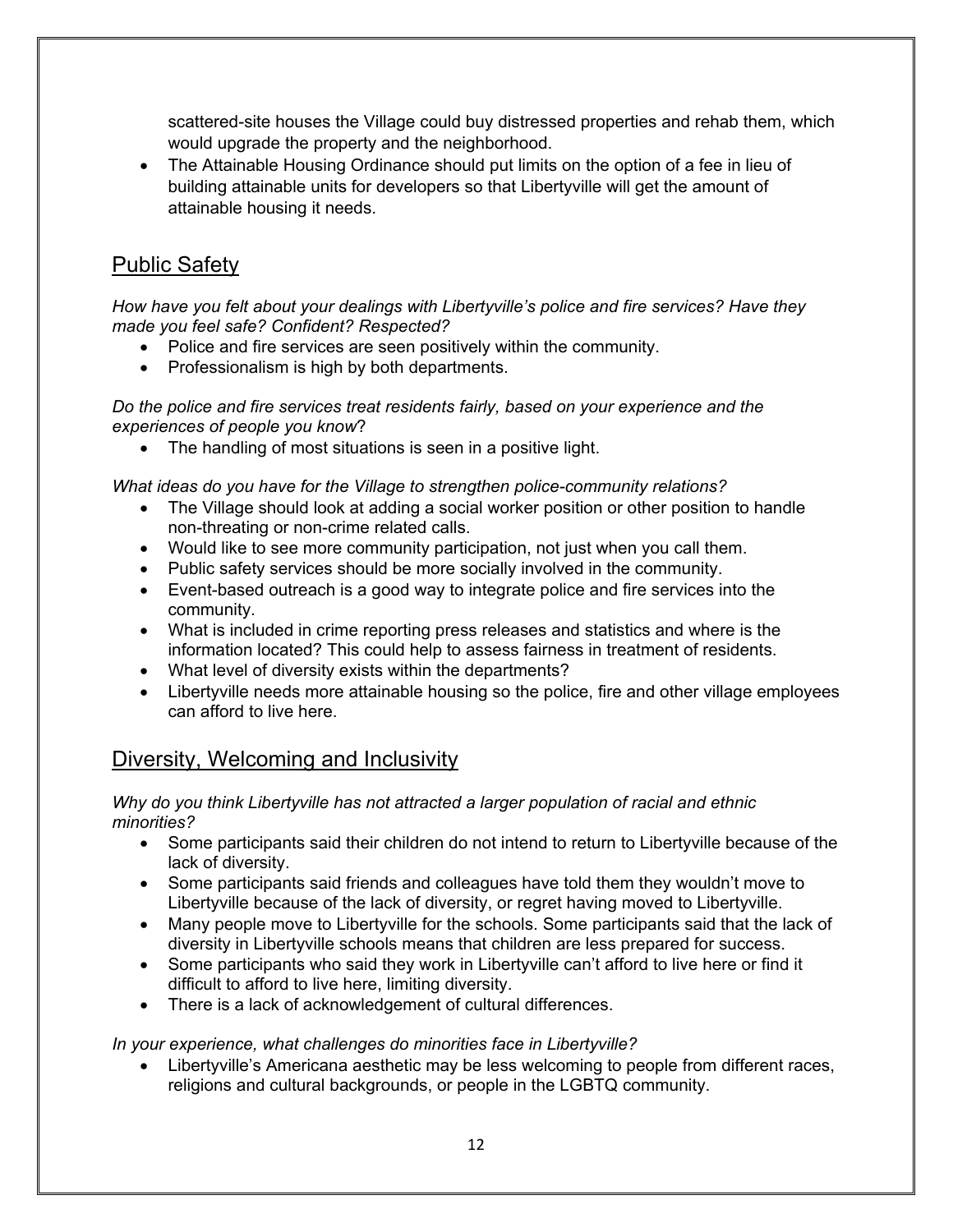scattered-site houses the Village could buy distressed properties and rehab them, which would upgrade the property and the neighborhood.

- The Attainable Housing Ordinance should put limits on the option of a fee in lieu of building attainable units for developers so that Libertyville will get the amount of attainable housing it needs.

## Public Safety

*How have you felt about your dealings with Libertyville's police and fire services? Have they made you feel safe? Confident? Respected?*

- Police and fire services are seen positively within the community.
- Professionalism is high by both departments.

*Do the police and fire services treat residents fairly, based on your experience and the experiences of people you know*?

- The handling of most situations is seen in a positive light.

*What ideas do you have for the Village to strengthen police-community relations?*

- The Village should look at adding a social worker position or other position to handle non-threating or non-crime related calls.
- Would like to see more community participation, not just when you call them.
- Public safety services should be more socially involved in the community.
- Event-based outreach is a good way to integrate police and fire services into the community.
- What is included in crime reporting press releases and statistics and where is the information located? This could help to assess fairness in treatment of residents.
- What level of diversity exists within the departments?
- Libertyville needs more attainable housing so the police, fire and other village employees can afford to live here.

## Diversity, Welcoming and Inclusivity

*Why do you think Libertyville has not attracted a larger population of racial and ethnic minorities?*

- Some participants said their children do not intend to return to Libertyville because of the lack of diversity.
- Some participants said friends and colleagues have told them they wouldn't move to Libertyville because of the lack of diversity, or regret having moved to Libertyville.
- Many people move to Libertyville for the schools. Some participants said that the lack of diversity in Libertyville schools means that children are less prepared for success.
- Some participants who said they work in Libertyville can't afford to live here or find it difficult to afford to live here, limiting diversity.
- There is a lack of acknowledgement of cultural differences.

*In your experience, what challenges do minorities face in Libertyville?*

- Libertyville's Americana aesthetic may be less welcoming to people from different races, religions and cultural backgrounds, or people in the LGBTQ community.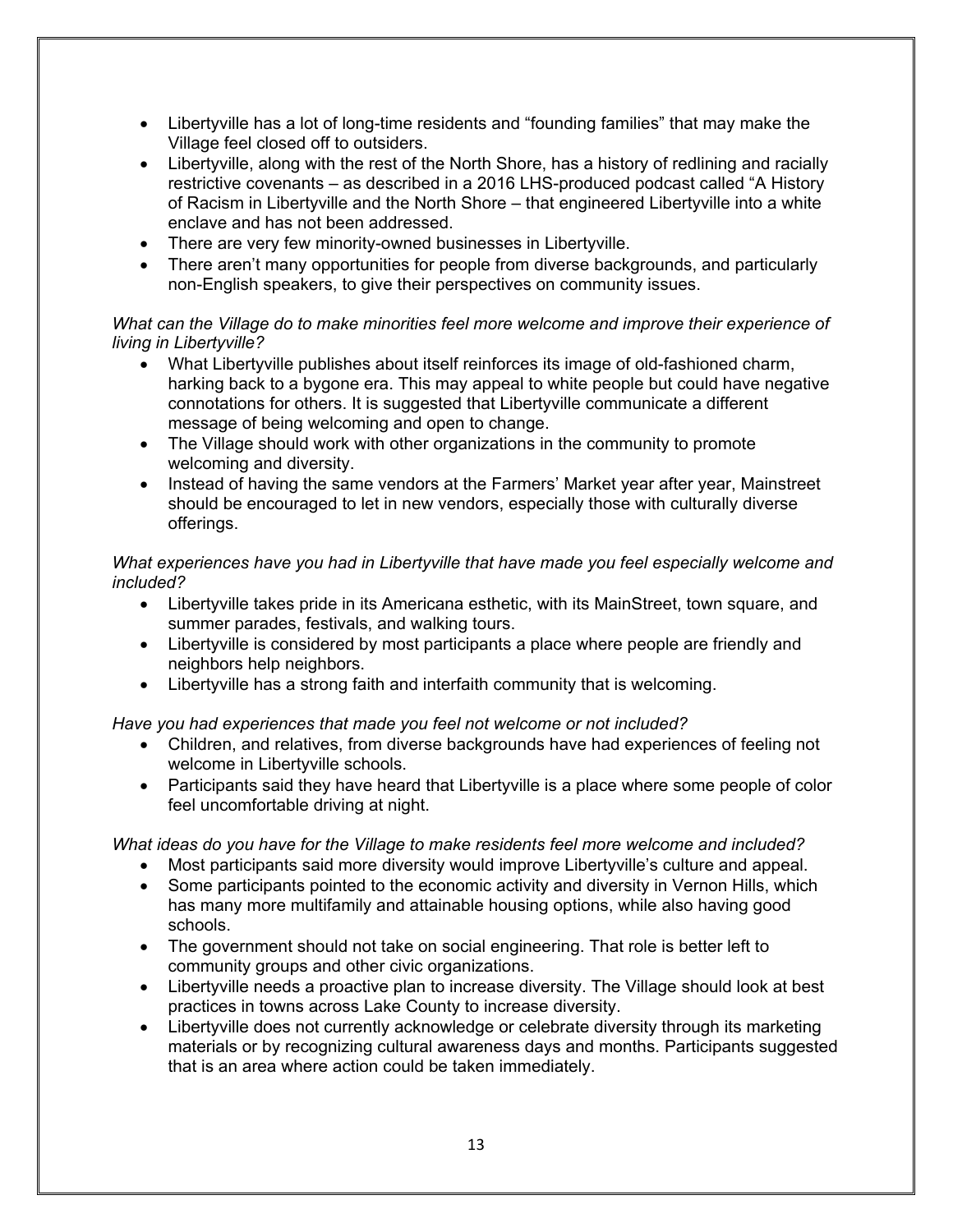- Libertyville has a lot of long-time residents and "founding families" that may make the Village feel closed off to outsiders.
- Libertyville, along with the rest of the North Shore, has a history of redlining and racially restrictive covenants – as described in a 2016 LHS-produced podcast called "A History of Racism in Libertyville and the North Shore – that engineered Libertyville into a white enclave and has not been addressed.
- There are very few minority-owned businesses in Libertyville.
- There aren't many opportunities for people from diverse backgrounds, and particularly non-English speakers, to give their perspectives on community issues.

*What can the Village do to make minorities feel more welcome and improve their experience of living in Libertyville?*

- What Libertyville publishes about itself reinforces its image of old-fashioned charm, harking back to a bygone era. This may appeal to white people but could have negative connotations for others. It is suggested that Libertyville communicate a different message of being welcoming and open to change.
- The Village should work with other organizations in the community to promote welcoming and diversity.
- Instead of having the same vendors at the Farmers' Market year after year, Mainstreet should be encouraged to let in new vendors, especially those with culturally diverse offerings.

*What experiences have you had in Libertyville that have made you feel especially welcome and included?*

- Libertyville takes pride in its Americana esthetic, with its MainStreet, town square, and summer parades, festivals, and walking tours.
- Libertyville is considered by most participants a place where people are friendly and neighbors help neighbors.
- Libertyville has a strong faith and interfaith community that is welcoming.

*Have you had experiences that made you feel not welcome or not included?*

- Children, and relatives, from diverse backgrounds have had experiences of feeling not welcome in Libertyville schools.
- Participants said they have heard that Libertyville is a place where some people of color feel uncomfortable driving at night.

*What ideas do you have for the Village to make residents feel more welcome and included?*

- Most participants said more diversity would improve Libertyville's culture and appeal.
- Some participants pointed to the economic activity and diversity in Vernon Hills, which has many more multifamily and attainable housing options, while also having good schools.
- The government should not take on social engineering. That role is better left to community groups and other civic organizations.
- Libertyville needs a proactive plan to increase diversity. The Village should look at best practices in towns across Lake County to increase diversity.
- Libertyville does not currently acknowledge or celebrate diversity through its marketing materials or by recognizing cultural awareness days and months. Participants suggested that is an area where action could be taken immediately.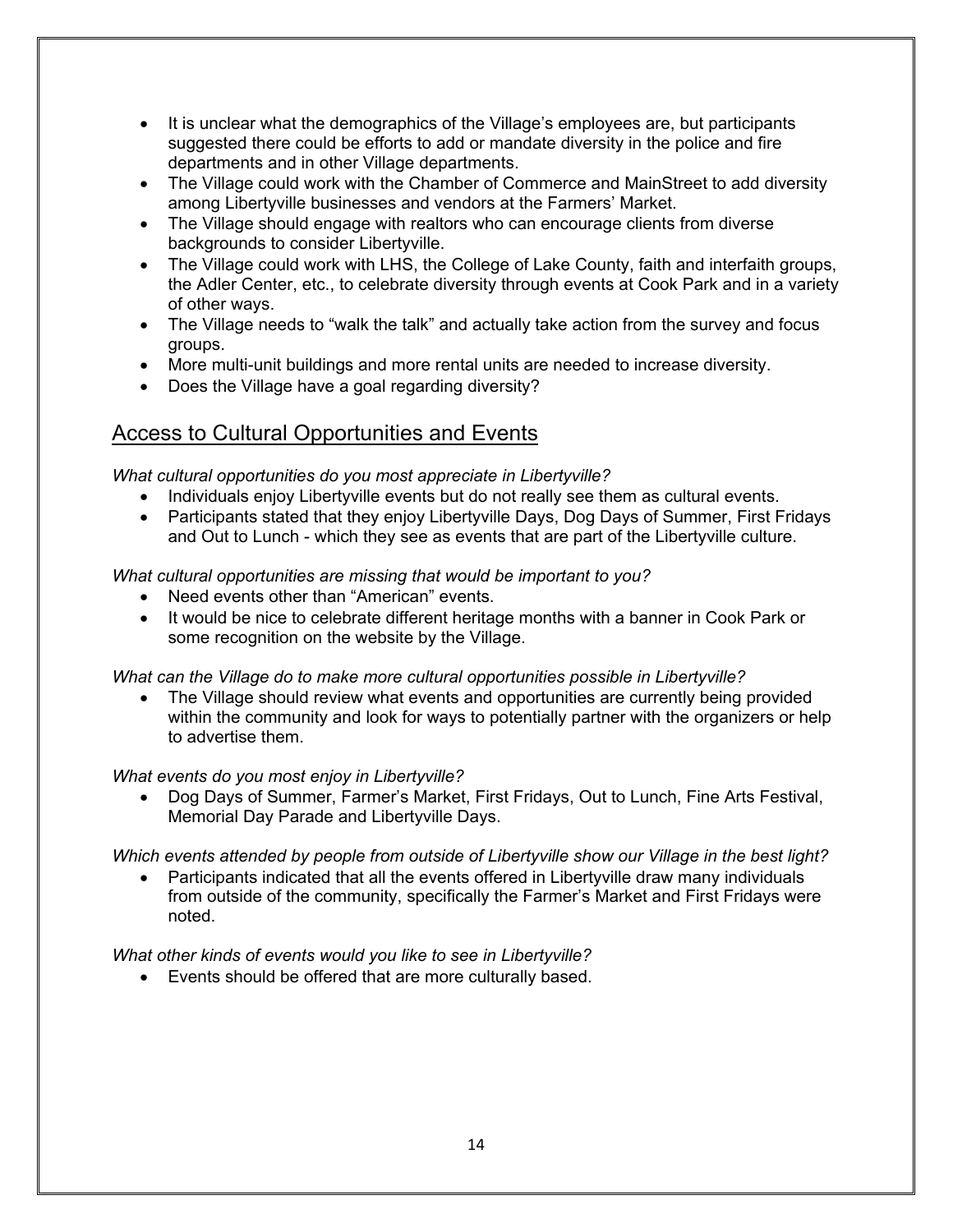- It is unclear what the demographics of the Village's employees are, but participants suggested there could be efforts to add or mandate diversity in the police and fire departments and in other Village departments.
- The Village could work with the Chamber of Commerce and MainStreet to add diversity among Libertyville businesses and vendors at the Farmers' Market.
- The Village should engage with realtors who can encourage clients from diverse backgrounds to consider Libertyville.
- The Village could work with LHS, the College of Lake County, faith and interfaith groups, the Adler Center, etc., to celebrate diversity through events at Cook Park and in a variety of other ways.
- The Village needs to "walk the talk" and actually take action from the survey and focus groups.
- More multi-unit buildings and more rental units are needed to increase diversity.
- Does the Village have a goal regarding diversity?

## Access to Cultural Opportunities and Events

*What cultural opportunities do you most appreciate in Libertyville?*

- Individuals enjoy Libertyville events but do not really see them as cultural events.
- Participants stated that they enjoy Libertyville Days, Dog Days of Summer, First Fridays and Out to Lunch - which they see as events that are part of the Libertyville culture.

*What cultural opportunities are missing that would be important to you?*

- Need events other than "American" events.
- It would be nice to celebrate different heritage months with a banner in Cook Park or some recognition on the website by the Village.

*What can the Village do to make more cultural opportunities possible in Libertyville?*

- The Village should review what events and opportunities are currently being provided within the community and look for ways to potentially partner with the organizers or help to advertise them.

*What events do you most enjoy in Libertyville?*

- Dog Days of Summer, Farmer's Market, First Fridays, Out to Lunch, Fine Arts Festival, Memorial Day Parade and Libertyville Days.

*Which events attended by people from outside of Libertyville show our Village in the best light?*

- Participants indicated that all the events offered in Libertyville draw many individuals from outside of the community, specifically the Farmer's Market and First Fridays were noted.

*What other kinds of events would you like to see in Libertyville?*

- Events should be offered that are more culturally based.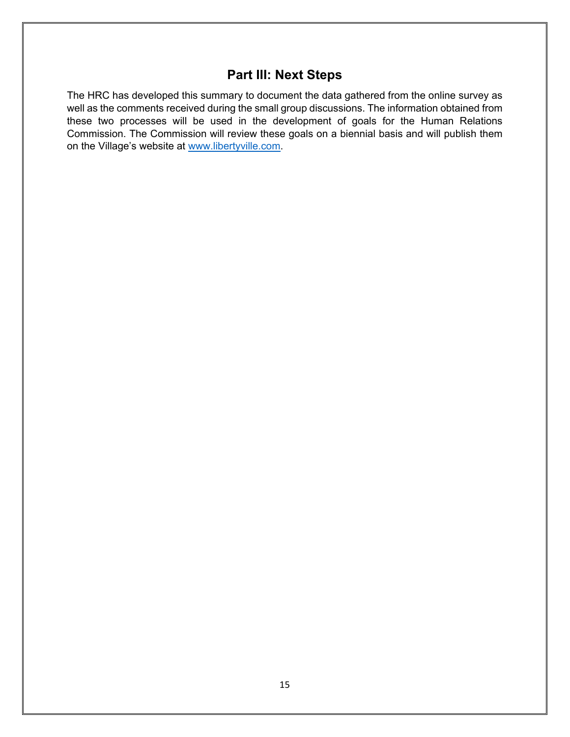## Part III: Next Steps

The HRC has developed this summary to document the data gathered from the online survey as well as the comments received during the small group discussions. The information obtained from these two processes will be used in the development of goals for the Human Relations Commission. The Commission will review these goals on a biennial basis and will publish them on the Village's website at [www.libertyville.com](http://www.libertyville.com).